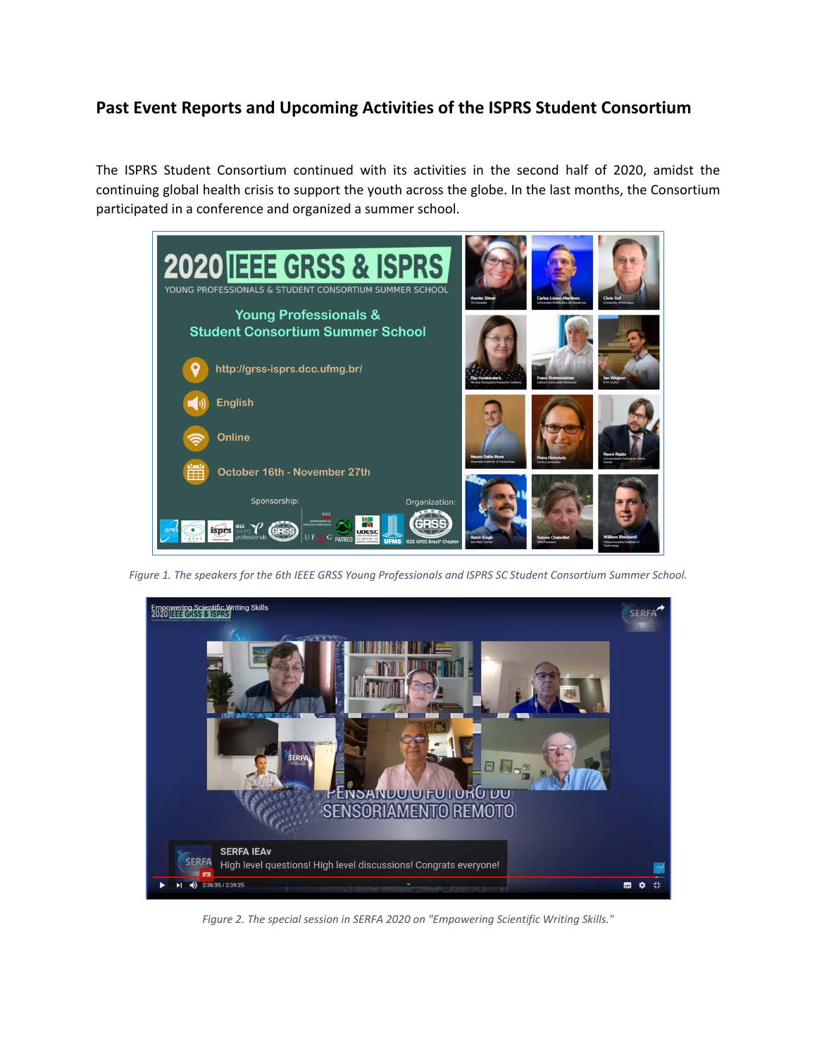# Past Event Reports and Upcoming Activities of the ISPRS Student Consortium

The ISPRS Student Consortium continued with its activities in the second half of 2020, amidst the continuing global health crisis to support the youth across the globe. In the last months, the Consortium participated in a conference and organized a summer school.

*Figure 1. The speakers for the 6th IEEE GRSS Young Professionals and ISPRS SC Student Consortium Summer School.*

*Figure 2. The special session in SERFA 2020 on "Empowering Scientific Writing Skills."*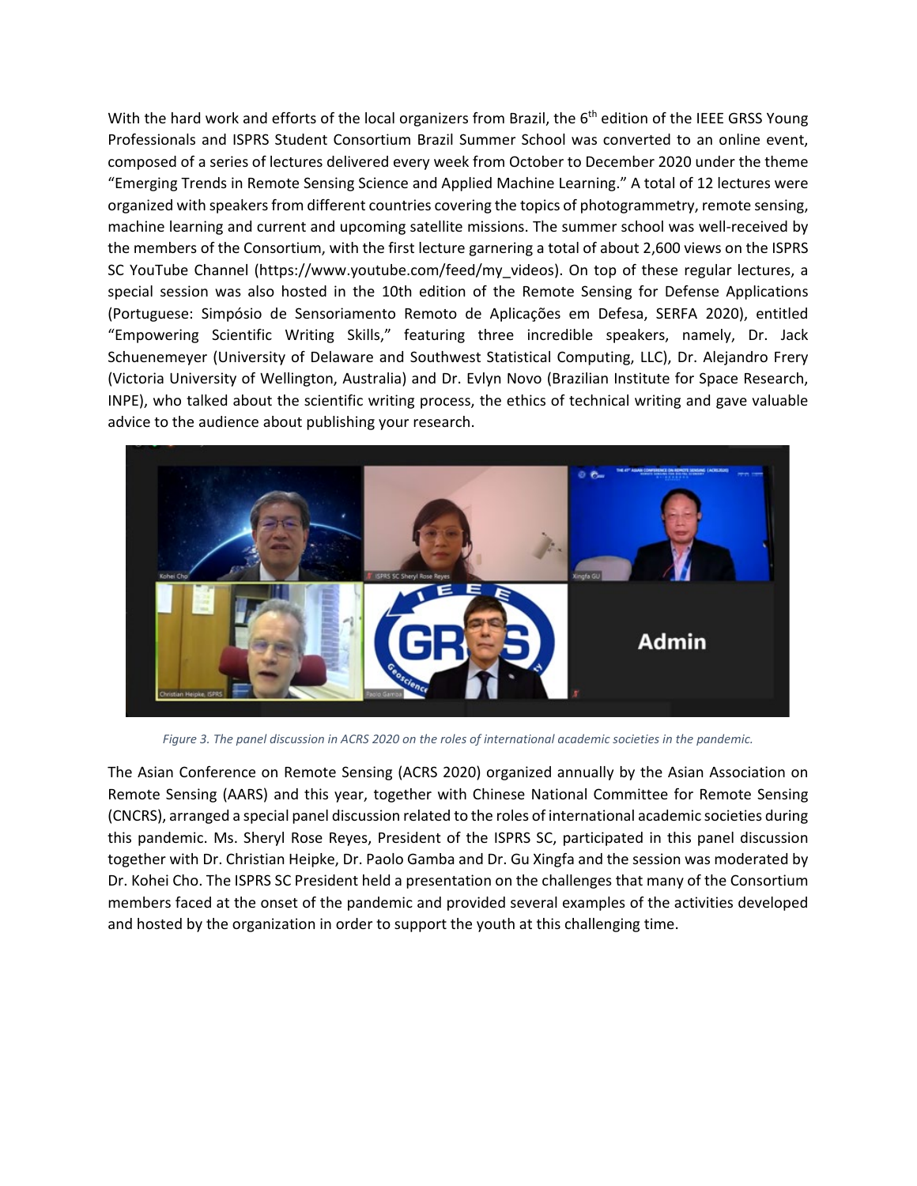With the hard work and efforts of the local organizers from Brazil, the 6th edition of the IEEE GRSS Young Professionals and ISPRS Student Consortium Brazil Summer School was converted to an online event, composed of a series of lectures delivered every week from October to December 2020 under the theme "Emerging Trends in Remote Sensing Science and Applied Machine Learning." A total of 12 lectures were organized with speakers from different countries covering the topics of photogrammetry, remote sensing, machine learning and current and upcoming satellite missions. The summer school was well-received by the members of the Consortium, with the first lecture garnering a total of about 2,600 views on the ISPRS SC YouTube Channel (https://www.youtube.com/feed/my_videos). On top of these regular lectures, a special session was also hosted in the 10th edition of the Remote Sensing for Defense Applications (Portuguese: Simpósio de Sensoriamento Remoto de Aplicações em Defesa, SERFA 2020), entitled "Empowering Scientific Writing Skills," featuring three incredible speakers, namely, Dr. Jack Schuenemeyer (University of Delaware and Southwest Statistical Computing, LLC), Dr. Alejandro Frery (Victoria University of Wellington, Australia) and Dr. Evlyn Novo (Brazilian Institute for Space Research, INPE), who talked about the scientific writing process, the ethics of technical writing and gave valuable advice to the audience about publishing your research.

*Figure 3. The panel discussion in ACRS 2020 on the roles of international academic societies in the pandemic.*

The Asian Conference on Remote Sensing (ACRS 2020) organized annually by the Asian Association on Remote Sensing (AARS) and this year, together with Chinese National Committee for Remote Sensing (CNCRS), arranged a special panel discussion related to the roles of international academic societies during this pandemic. Ms. Sheryl Rose Reyes, President of the ISPRS SC, participated in this panel discussion together with Dr. Christian Heipke, Dr. Paolo Gamba and Dr. Gu Xingfa and the session was moderated by Dr. Kohei Cho. The ISPRS SC President held a presentation on the challenges that many of the Consortium members faced at the onset of the pandemic and provided several examples of the activities developed and hosted by the organization in order to support the youth at this challenging time.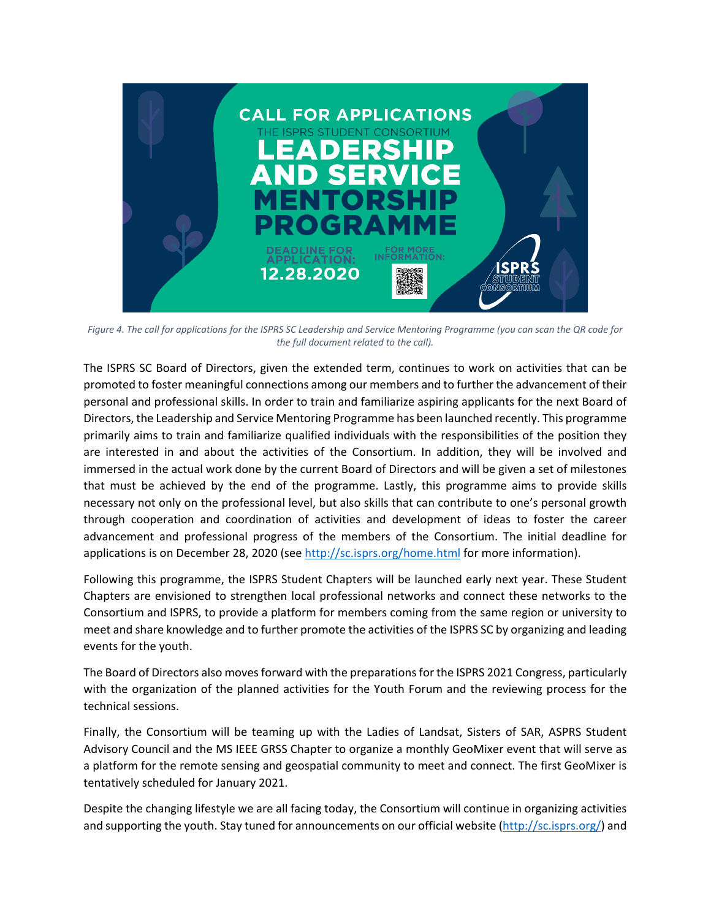*Figure 4. The call for applications for the ISPRS SC Leadership and Service Mentoring Programme (you can scan the QR code for the full document related to the call).*

The ISPRS SC Board of Directors, given the extended term, continues to work on activities that can be promoted to foster meaningful connections among our members and to further the advancement of their personal and professional skills. In order to train and familiarize aspiring applicants for the next Board of Directors, the Leadership and Service Mentoring Programme has been launched recently. This programme primarily aims to train and familiarize qualified individuals with the responsibilities of the position they are interested in and about the activities of the Consortium. In addition, they will be involved and immersed in the actual work done by the current Board of Directors and will be given a set of milestones that must be achieved by the end of the programme. Lastly, this programme aims to provide skills necessary not only on the professional level, but also skills that can contribute to one's personal growth through cooperation and coordination of activities and development of ideas to foster the career advancement and professional progress of the members of the Consortium. The initial deadline for applications is on December 28, 2020 (see http://sc.isprs.org/home.html for more information).

Following this programme, the ISPRS Student Chapters will be launched early next year. These Student Chapters are envisioned to strengthen local professional networks and connect these networks to the Consortium and ISPRS, to provide a platform for members coming from the same region or university to meet and share knowledge and to further promote the activities of the ISPRS SC by organizing and leading events for the youth.

The Board of Directors also moves forward with the preparations for the ISPRS 2021 Congress, particularly with the organization of the planned activities for the Youth Forum and the reviewing process for the technical sessions.

Finally, the Consortium will be teaming up with the Ladies of Landsat, Sisters of SAR, ASPRS Student Advisory Council and the MS IEEE GRSS Chapter to organize a monthly GeoMixer event that will serve as a platform for the remote sensing and geospatial community to meet and connect. The first GeoMixer is tentatively scheduled for January 2021.

Despite the changing lifestyle we are all facing today, the Consortium will continue in organizing activities and supporting the youth. Stay tuned for announcements on our official website (http://sc.isprs.org/) and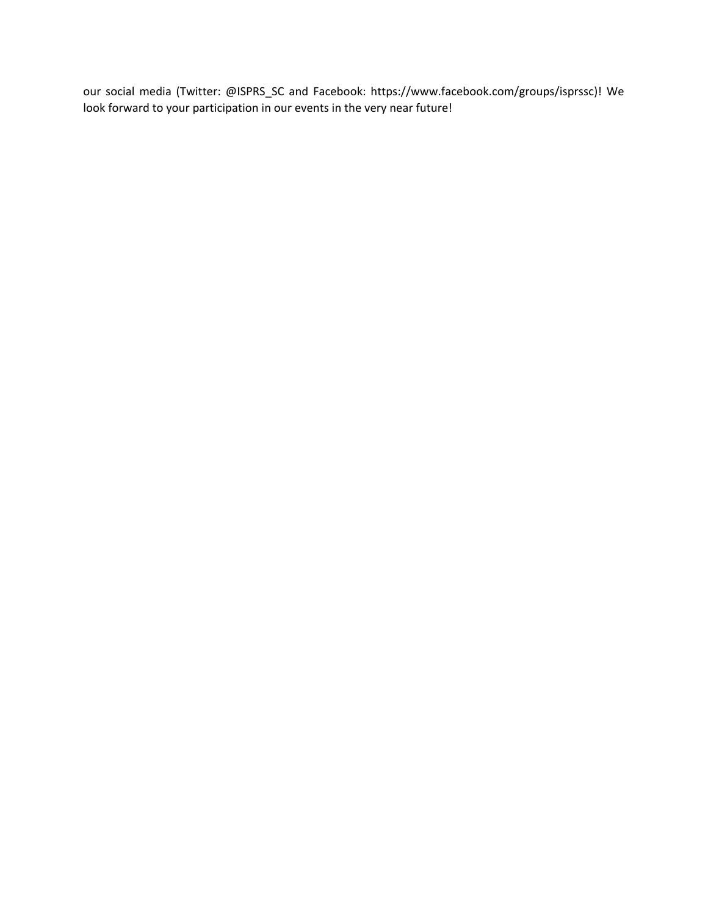our social media (Twitter: @ISPRS_SC and Facebook: https://www.facebook.com/groups/isprssc)! We look forward to your participation in our events in the very near future!